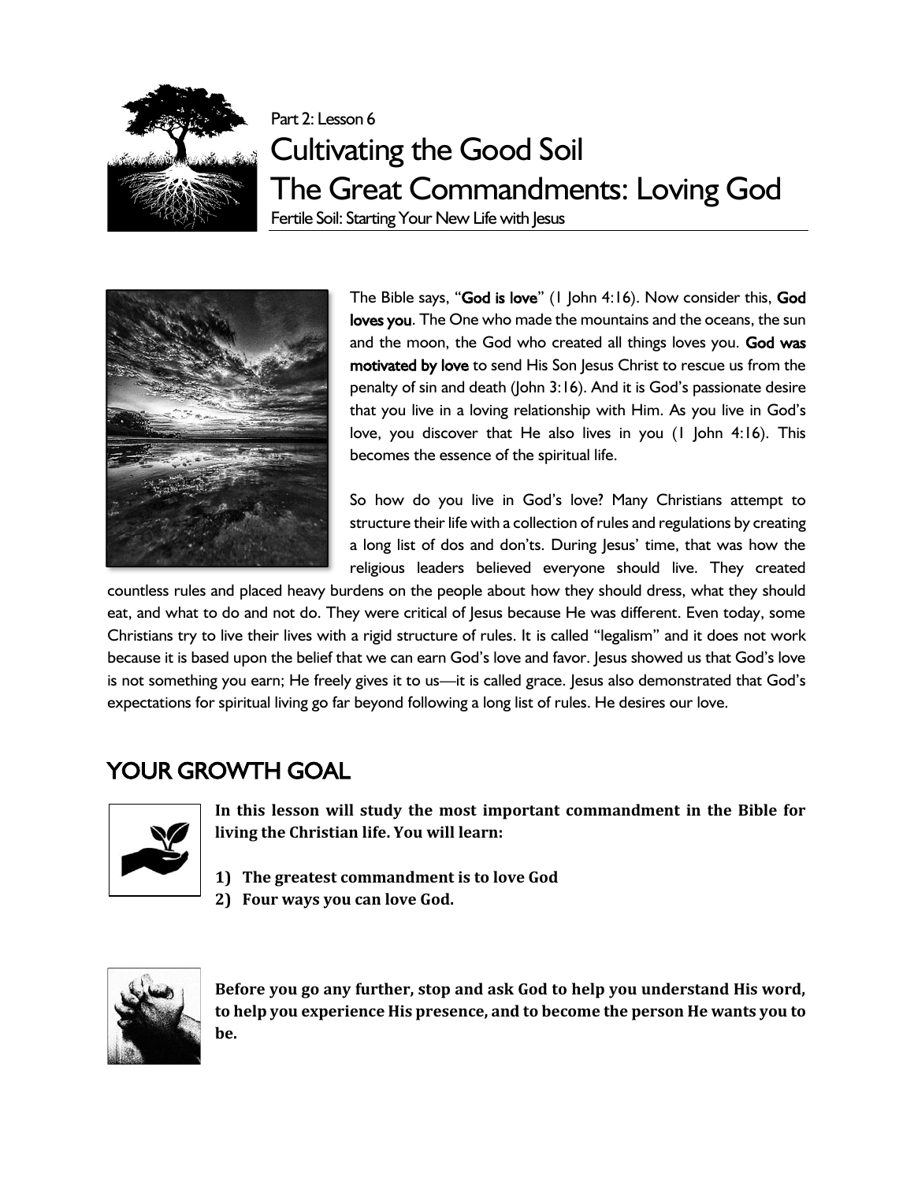Part 2: Lesson 6

# Cultivating the Good Soil
# The Great Commandments: Loving God

Fertile Soil: Starting Your New Life with Jesus

The Bible says, "**God is love**" (1 John 4:16). Now consider this, **God loves you**. The One who made the mountains and the oceans, the sun and the moon, the God who created all things loves you. **God was motivated by love** to send His Son Jesus Christ to rescue us from the penalty of sin and death (John 3:16). And it is God's passionate desire that you live in a loving relationship with Him. As you live in God's love, you discover that He also lives in you (1 John 4:16). This becomes the essence of the spiritual life.

So how do you live in God's love? Many Christians attempt to structure their life with a collection of rules and regulations by creating a long list of dos and don'ts. During Jesus' time, that was how the religious leaders believed everyone should live. They created countless rules and placed heavy burdens on the people about how they should dress, what they should eat, and what to do and not do. They were critical of Jesus because He was different. Even today, some Christians try to live their lives with a rigid structure of rules. It is called "legalism" and it does not work because it is based upon the belief that we can earn God's love and favor. Jesus showed us that God's love is not something you earn; He freely gives it to us—it is called grace. Jesus also demonstrated that God's expectations for spiritual living go far beyond following a long list of rules. He desires our love.

## YOUR GROWTH GOAL

**In this lesson will study the most important commandment in the Bible for living the Christian life. You will learn:**

1) **The greatest commandment is to love God**
2) **Four ways you can love God.**

**Before you go any further, stop and ask God to help you understand His word, to help you experience His presence, and to become the person He wants you to be.**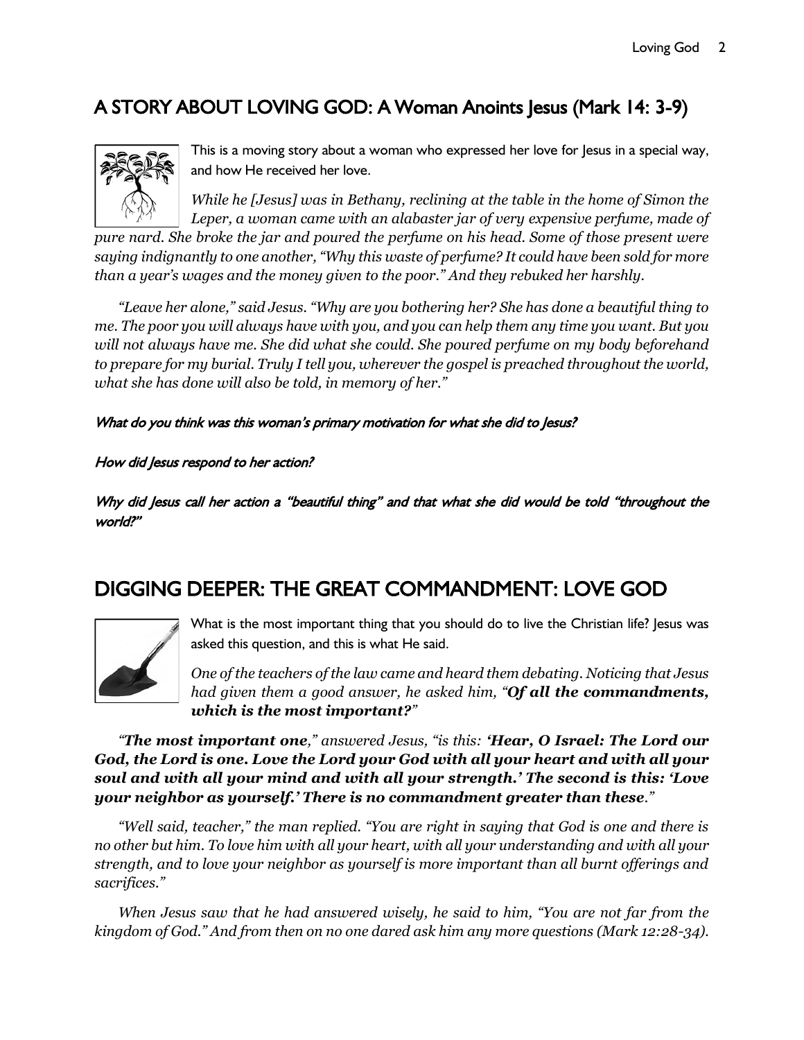## A STORY ABOUT LOVING GOD: A Woman Anoints Jesus (Mark 14: 3-9)

This is a moving story about a woman who expressed her love for Jesus in a special way, and how He received her love.

*While he [Jesus] was in Bethany, reclining at the table in the home of Simon the Leper, a woman came with an alabaster jar of very expensive perfume, made of pure nard. She broke the jar and poured the perfume on his head. Some of those present were saying indignantly to one another, "Why this waste of perfume? It could have been sold for more than a year's wages and the money given to the poor." And they rebuked her harshly.*

*"Leave her alone," said Jesus. "Why are you bothering her? She has done a beautiful thing to me. The poor you will always have with you, and you can help them any time you want. But you will not always have me. She did what she could. She poured perfume on my body beforehand to prepare for my burial. Truly I tell you, wherever the gospel is preached throughout the world, what she has done will also be told, in memory of her."*

***What do you think was this woman's primary motivation for what she did to Jesus?***

***How did Jesus respond to her action?***

***Why did Jesus call her action a "beautiful thing" and that what she did would be told "throughout the world?"***

## DIGGING DEEPER: THE GREAT COMMANDMENT: LOVE GOD

What is the most important thing that you should do to live the Christian life? Jesus was asked this question, and this is what He said.

*One of the teachers of the law came and heard them debating. Noticing that Jesus had given them a good answer, he asked him, "**Of all the commandments, which is the most important?**"*

*"**The most important one**," answered Jesus, "is this: **'Hear, O Israel: The Lord our God, the Lord is one. Love the Lord your God with all your heart and with all your soul and with all your mind and with all your strength.' The second is this: 'Love your neighbor as yourself.' There is no commandment greater than these**."*

*"Well said, teacher," the man replied. "You are right in saying that God is one and there is no other but him. To love him with all your heart, with all your understanding and with all your strength, and to love your neighbor as yourself is more important than all burnt offerings and sacrifices."*

*When Jesus saw that he had answered wisely, he said to him, "You are not far from the kingdom of God." And from then on no one dared ask him any more questions (Mark 12:28-34).*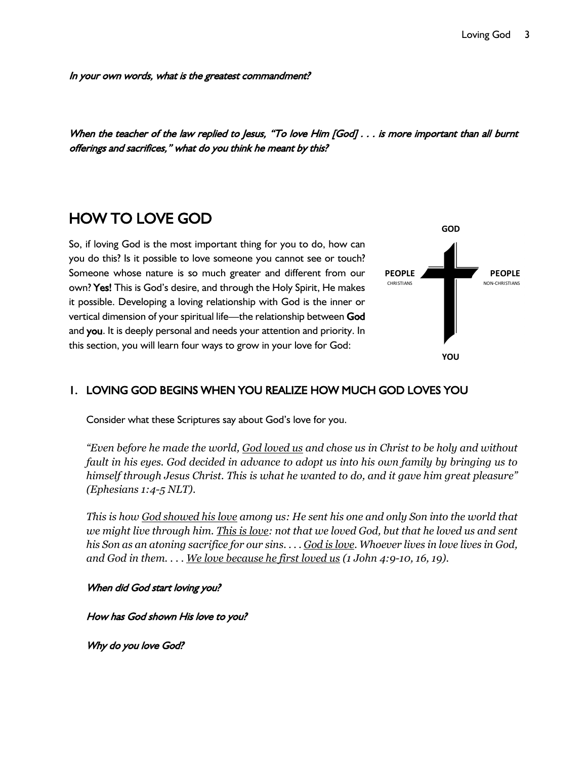*In your own words, what is the greatest commandment?*

*When the teacher of the law replied to Jesus, "To love Him [God] . . . is more important than all burnt offerings and sacrifices," what do you think he meant by this?*

# HOW TO LOVE GOD

So, if loving God is the most important thing for you to do, how can you do this? Is it possible to love someone you cannot see or touch? Someone whose nature is so much greater and different from our own? **Yes!** This is God's desire, and through the Holy Spirit, He makes it possible. Developing a loving relationship with God is the inner or vertical dimension of your spiritual life—the relationship between **God** and **you**. It is deeply personal and needs your attention and priority. In this section, you will learn four ways to grow in your love for God:

**GOD**

**PEOPLE**
CHRISTIANS

**PEOPLE**
NON-CHRISTIANS

**YOU**

## 1. LOVING GOD BEGINS WHEN YOU REALIZE HOW MUCH GOD LOVES YOU

Consider what these Scriptures say about God's love for you.

*"Even before he made the world, <u>God loved us</u> and chose us in Christ to be holy and without fault in his eyes. God decided in advance to adopt us into his own family by bringing us to himself through Jesus Christ. This is what he wanted to do, and it gave him great pleasure" (Ephesians 1:4-5 NLT).*

*This is how <u>God showed his love</u> among us: He sent his one and only Son into the world that we might live through him. <u>This is love</u>: not that we loved God, but that he loved us and sent his Son as an atoning sacrifice for our sins. . . . <u>God is love</u>. Whoever lives in love lives in God, and God in them. . . . <u>We love because he first loved us</u> (1 John 4:9-10, 16, 19).*

*When did God start loving you?*

*How has God shown His love to you?*

*Why do you love God?*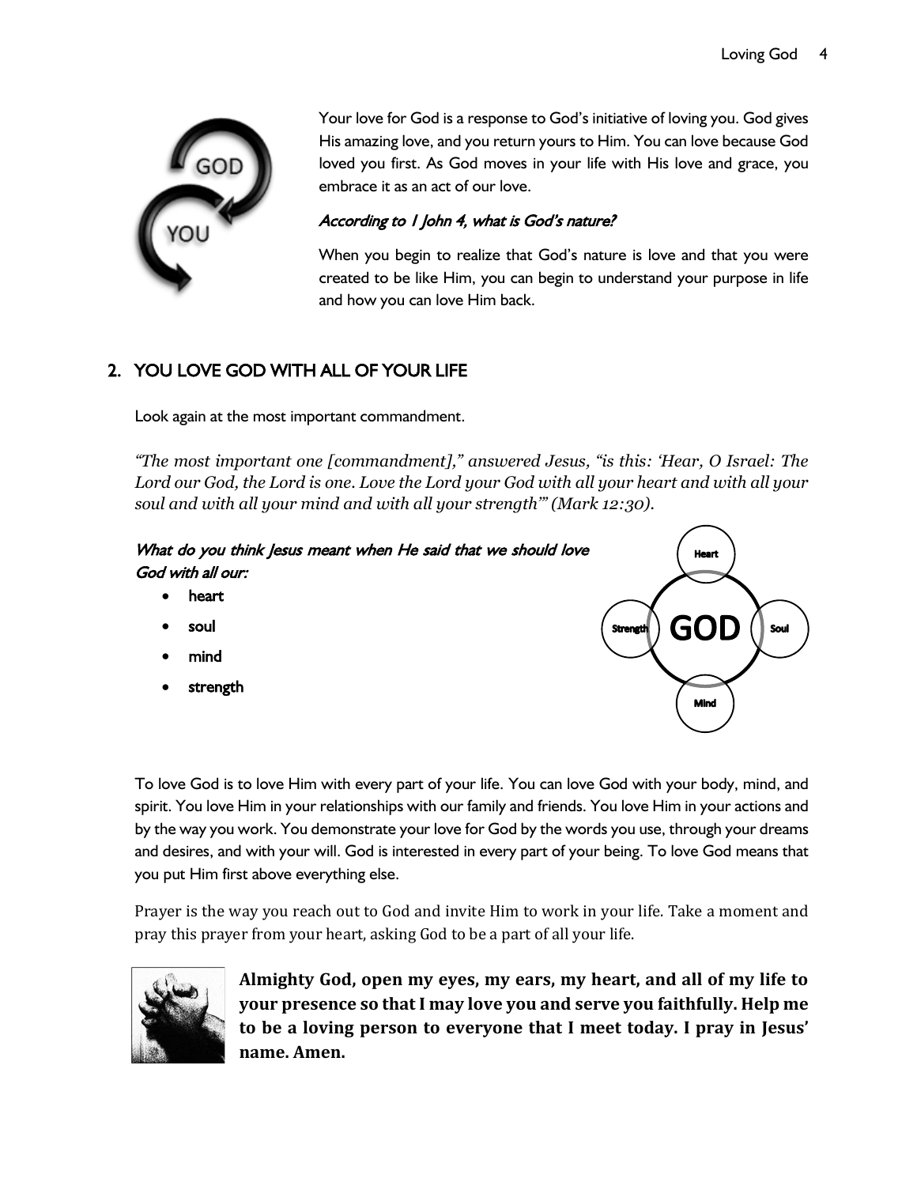Your love for God is a response to God's initiative of loving you. God gives His amazing love, and you return yours to Him. You can love because God loved you first. As God moves in your life with His love and grace, you embrace it as an act of our love.

*According to 1 John 4, what is God's nature?*

When you begin to realize that God's nature is love and that you were created to be like Him, you can begin to understand your purpose in life and how you can love Him back.

## 2. YOU LOVE GOD WITH ALL OF YOUR LIFE

Look again at the most important commandment.

*"The most important one [commandment]," answered Jesus, "is this: 'Hear, O Israel: The Lord our God, the Lord is one. Love the Lord your God with all your heart and with all your soul and with all your mind and with all your strength'" (Mark 12:30).*

*What do you think Jesus meant when He said that we should love God with all our:*

- heart
- soul
- mind
- strength

To love God is to love Him with every part of your life. You can love God with your body, mind, and spirit. You love Him in your relationships with our family and friends. You love Him in your actions and by the way you work. You demonstrate your love for God by the words you use, through your dreams and desires, and with your will. God is interested in every part of your being. To love God means that you put Him first above everything else.

Prayer is the way you reach out to God and invite Him to work in your life. Take a moment and pray this prayer from your heart, asking God to be a part of all your life.

**Almighty God, open my eyes, my ears, my heart, and all of my life to your presence so that I may love you and serve you faithfully. Help me to be a loving person to everyone that I meet today. I pray in Jesus' name. Amen.**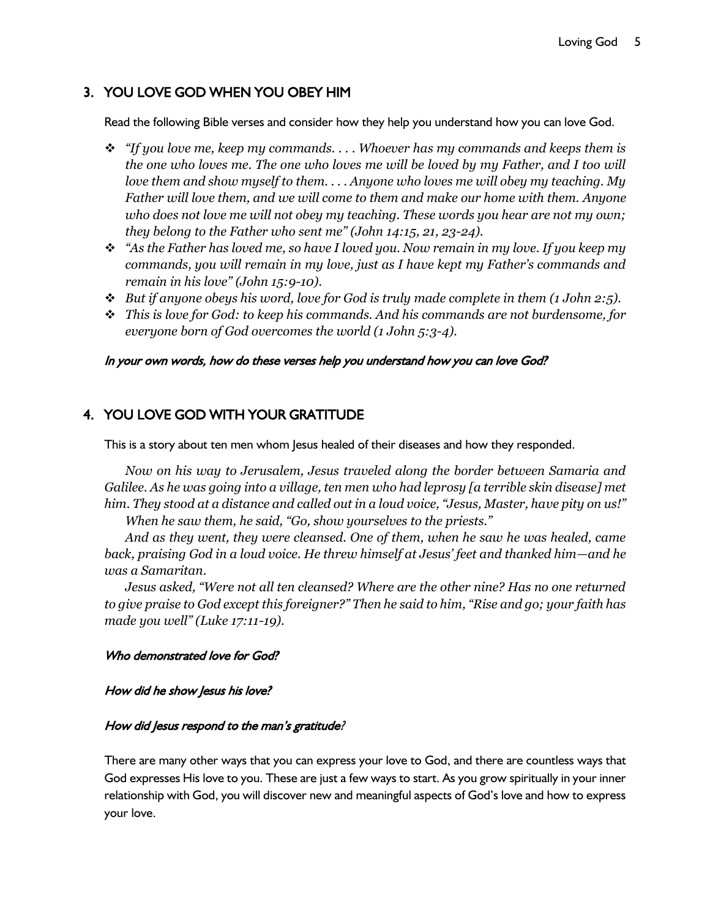## 3. YOU LOVE GOD WHEN YOU OBEY HIM

Read the following Bible verses and consider how they help you understand how you can love God.

- *"If you love me, keep my commands. . . . Whoever has my commands and keeps them is the one who loves me. The one who loves me will be loved by my Father, and I too will love them and show myself to them. . . . Anyone who loves me will obey my teaching. My Father will love them, and we will come to them and make our home with them. Anyone who does not love me will not obey my teaching. These words you hear are not my own; they belong to the Father who sent me" (John 14:15, 21, 23-24).*
- *"As the Father has loved me, so have I loved you. Now remain in my love. If you keep my commands, you will remain in my love, just as I have kept my Father's commands and remain in his love" (John 15:9-10).*
- *But if anyone obeys his word, love for God is truly made complete in them (1 John 2:5).*
- *This is love for God: to keep his commands. And his commands are not burdensome, for everyone born of God overcomes the world (1 John 5:3-4).*

*In your own words, how do these verses help you understand how you can love God?*

## 4. YOU LOVE GOD WITH YOUR GRATITUDE

This is a story about ten men whom Jesus healed of their diseases and how they responded.

*Now on his way to Jerusalem, Jesus traveled along the border between Samaria and Galilee. As he was going into a village, ten men who had leprosy [a terrible skin disease] met him. They stood at a distance and called out in a loud voice, "Jesus, Master, have pity on us!"*

*When he saw them, he said, "Go, show yourselves to the priests."*

*And as they went, they were cleansed. One of them, when he saw he was healed, came back, praising God in a loud voice. He threw himself at Jesus' feet and thanked him—and he was a Samaritan.*

*Jesus asked, "Were not all ten cleansed? Where are the other nine? Has no one returned to give praise to God except this foreigner?" Then he said to him, "Rise and go; your faith has made you well" (Luke 17:11-19).*

*Who demonstrated love for God?*

*How did he show Jesus his love?*

*How did Jesus respond to the man's gratitude?*

There are many other ways that you can express your love to God, and there are countless ways that God expresses His love to you. These are just a few ways to start. As you grow spiritually in your inner relationship with God, you will discover new and meaningful aspects of God's love and how to express your love.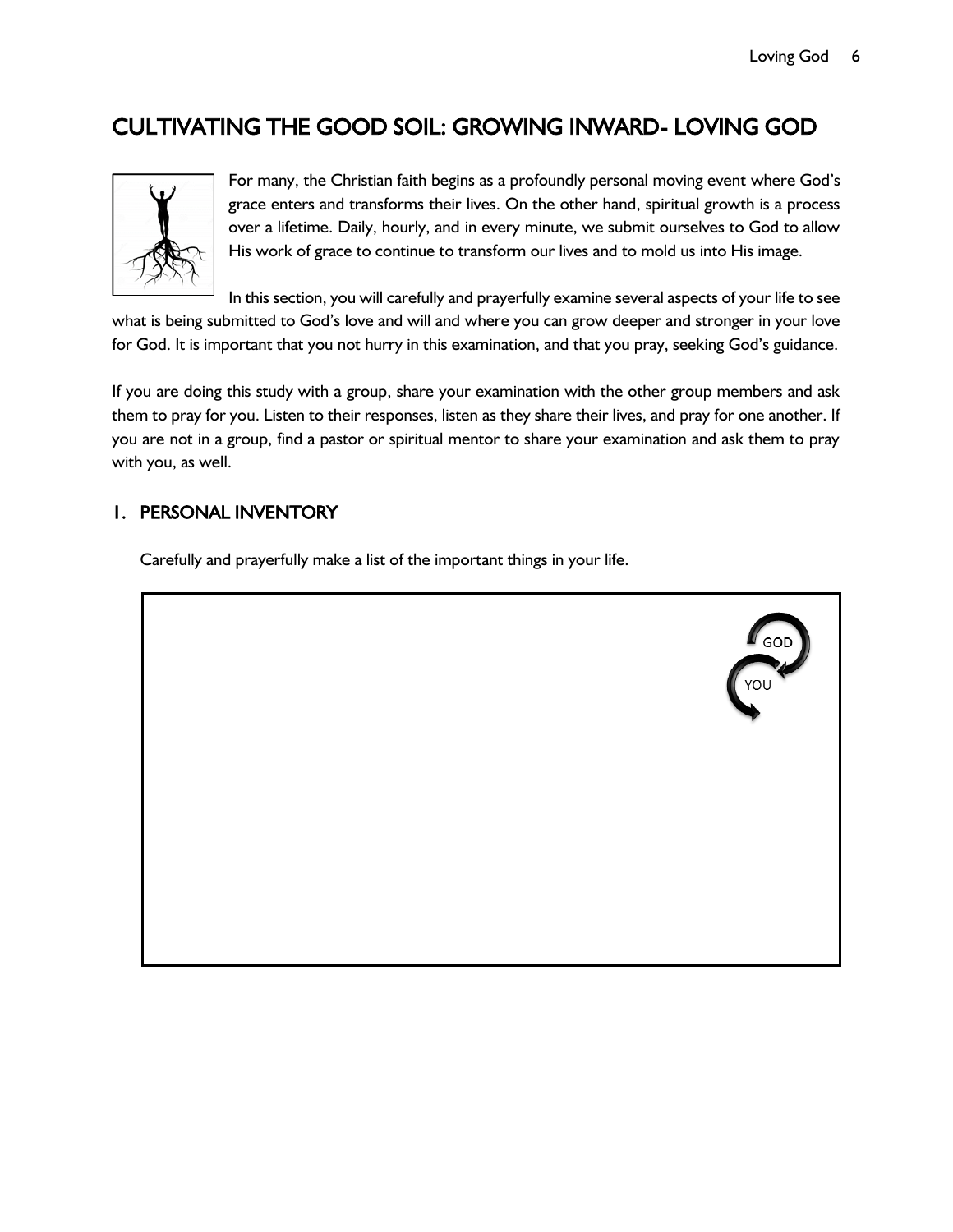# CULTIVATING THE GOOD SOIL: GROWING INWARD- LOVING GOD

For many, the Christian faith begins as a profoundly personal moving event where God's grace enters and transforms their lives. On the other hand, spiritual growth is a process over a lifetime. Daily, hourly, and in every minute, we submit ourselves to God to allow His work of grace to continue to transform our lives and to mold us into His image.

In this section, you will carefully and prayerfully examine several aspects of your life to see what is being submitted to God's love and will and where you can grow deeper and stronger in your love for God. It is important that you not hurry in this examination, and that you pray, seeking God's guidance.

If you are doing this study with a group, share your examination with the other group members and ask them to pray for you. Listen to their responses, listen as they share their lives, and pray for one another. If you are not in a group, find a pastor or spiritual mentor to share your examination and ask them to pray with you, as well.

## 1. PERSONAL INVENTORY

Carefully and prayerfully make a list of the important things in your life.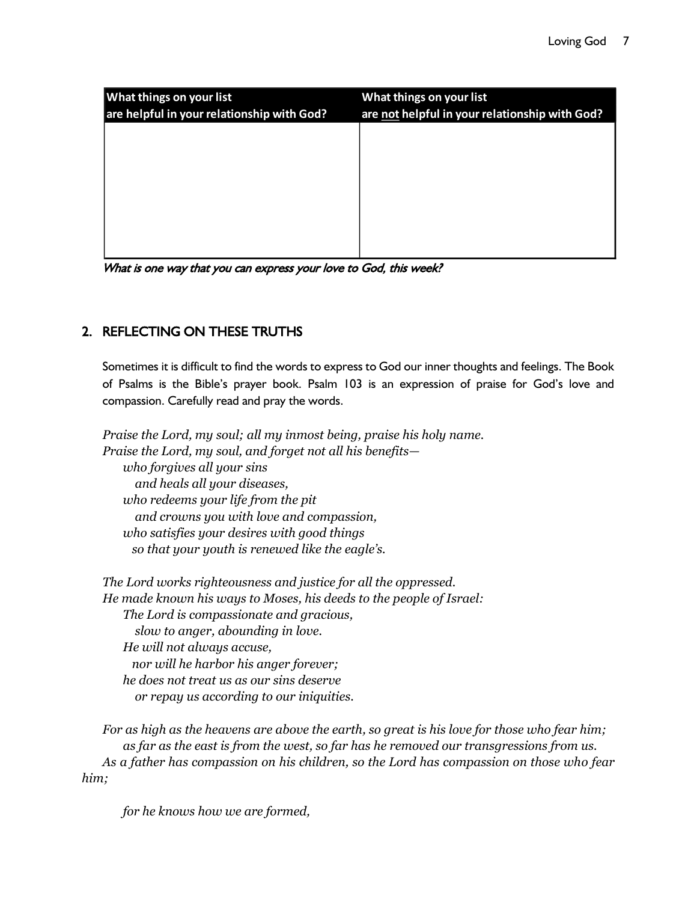| What things on your list are helpful in your relationship with God? | What things on your list are <u>not</u> helpful in your relationship with God? |
| --- | --- |
| | |

*What is one way that you can express your love to God, this week?*

## 2. REFLECTING ON THESE TRUTHS

Sometimes it is difficult to find the words to express to God our inner thoughts and feelings. The Book of Psalms is the Bible's prayer book. Psalm 103 is an expression of praise for God's love and compassion. Carefully read and pray the words.

*Praise the Lord, my soul; all my inmost being, praise his holy name.*
*Praise the Lord, my soul, and forget not all his benefits—*
*who forgives all your sins*
*and heals all your diseases,*
*who redeems your life from the pit*
*and crowns you with love and compassion,*
*who satisfies your desires with good things*
*so that your youth is renewed like the eagle's.*

*The Lord works righteousness and justice for all the oppressed.*
*He made known his ways to Moses, his deeds to the people of Israel:*
*The Lord is compassionate and gracious,*
*slow to anger, abounding in love.*
*He will not always accuse,*
*nor will he harbor his anger forever;*
*he does not treat us as our sins deserve*
*or repay us according to our iniquities.*

*For as high as the heavens are above the earth, so great is his love for those who fear him;*
*as far as the east is from the west, so far has he removed our transgressions from us.*
*As a father has compassion on his children, so the Lord has compassion on those who fear him;*

*for he knows how we are formed,*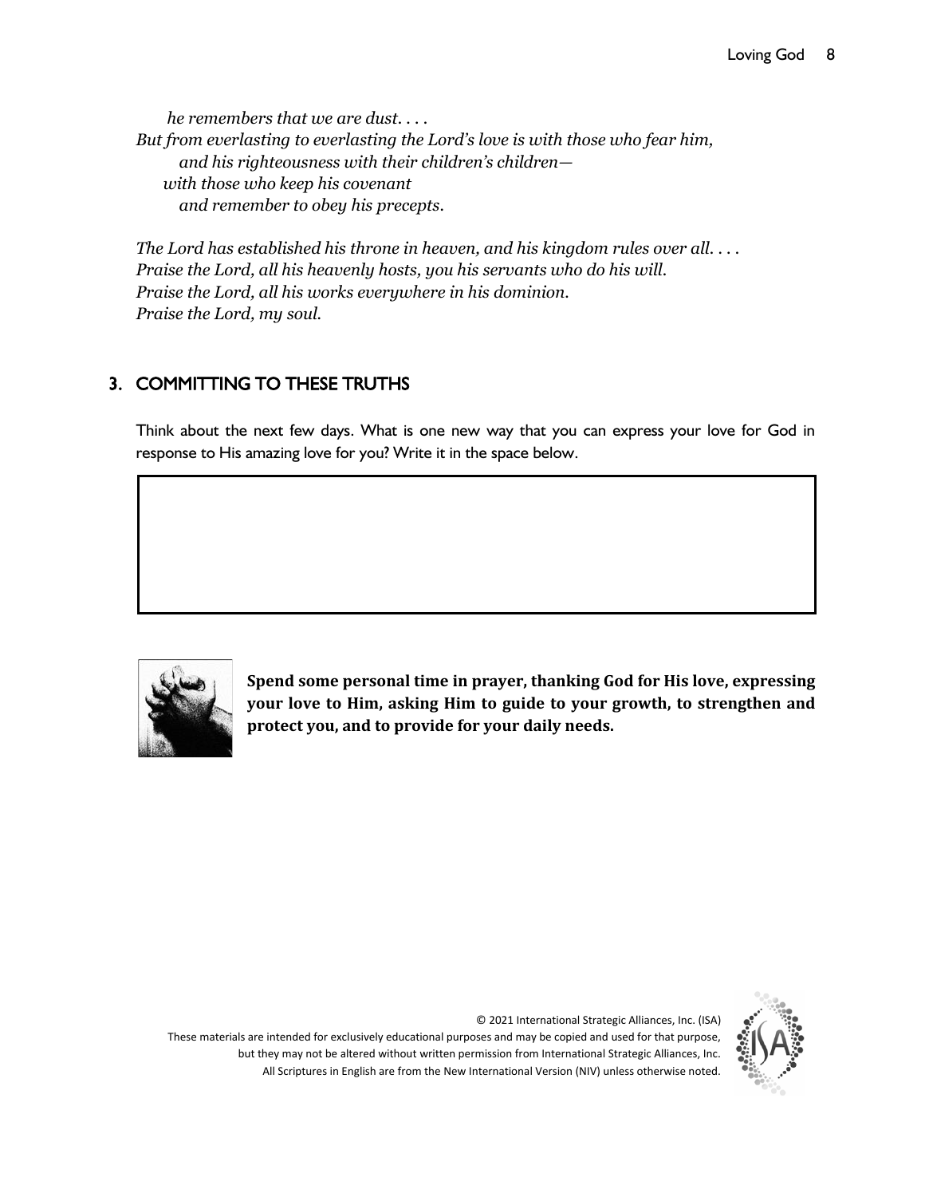*he remembers that we are dust. . . .*
*But from everlasting to everlasting the Lord's love is with those who fear him,*
*and his righteousness with their children's children—*
*with those who keep his covenant*
*and remember to obey his precepts.*

*The Lord has established his throne in heaven, and his kingdom rules over all. . . .*
*Praise the Lord, all his heavenly hosts, you his servants who do his will.*
*Praise the Lord, all his works everywhere in his dominion.*
*Praise the Lord, my soul.*

## 3. COMMITTING TO THESE TRUTHS

Think about the next few days. What is one new way that you can express your love for God in response to His amazing love for you? Write it in the space below.

**Spend some personal time in prayer, thanking God for His love, expressing your love to Him, asking Him to guide to your growth, to strengthen and protect you, and to provide for your daily needs.**

© 2021 International Strategic Alliances, Inc. (ISA)
These materials are intended for exclusively educational purposes and may be copied and used for that purpose, but they may not be altered without written permission from International Strategic Alliances, Inc.
All Scriptures in English are from the New International Version (NIV) unless otherwise noted.